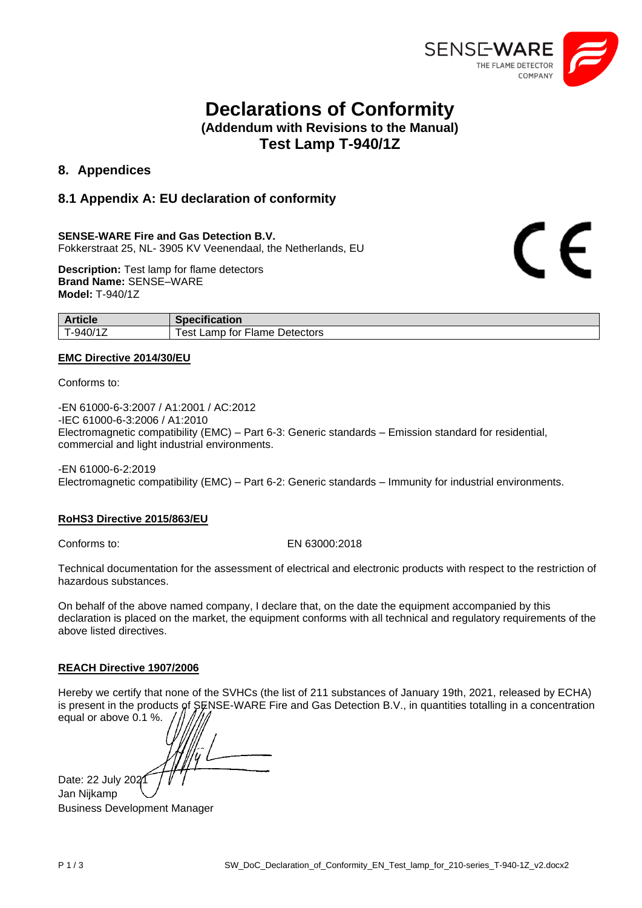# Declarations of Conformity

**(Addendum with Revisions to the Manual)**

**Test Lamp T-940/1Z**

## 8. Appendices

### 8.1 Appendix A: EU declaration of conformity

**SENSE-WARE Fire and Gas Detection B.V.**
Fokkerstraat 25, NL- 3905 KV Veenendaal, the Netherlands, EU

**Description:** Test lamp for flame detectors
**Brand Name:** SENSE–WARE
**Model:** T-940/1Z

| Article | Specification |
|---|---|
| T-940/1Z | Test Lamp for Flame Detectors |

**EMC Directive 2014/30/EU**

Conforms to:

-EN 61000-6-3:2007 / A1:2001 / AC:2012
-IEC 61000-6-3:2006 / A1:2010
Electromagnetic compatibility (EMC) – Part 6-3: Generic standards – Emission standard for residential, commercial and light industrial environments.

-EN 61000-6-2:2019
Electromagnetic compatibility (EMC) – Part 6-2: Generic standards – Immunity for industrial environments.

**RoHS3 Directive 2015/863/EU**

Conforms to: EN 63000:2018

Technical documentation for the assessment of electrical and electronic products with respect to the restriction of hazardous substances.

On behalf of the above named company, I declare that, on the date the equipment accompanied by this declaration is placed on the market, the equipment conforms with all technical and regulatory requirements of the above listed directives.

**REACH Directive 1907/2006**

Hereby we certify that none of the SVHCs (the list of 211 substances of January 19th, 2021, released by ECHA) is present in the products of SENSE-WARE Fire and Gas Detection B.V., in quantities totalling in a concentration equal or above 0.1 %.

Date: 22 July 2021
Jan Nijkamp
Business Development Manager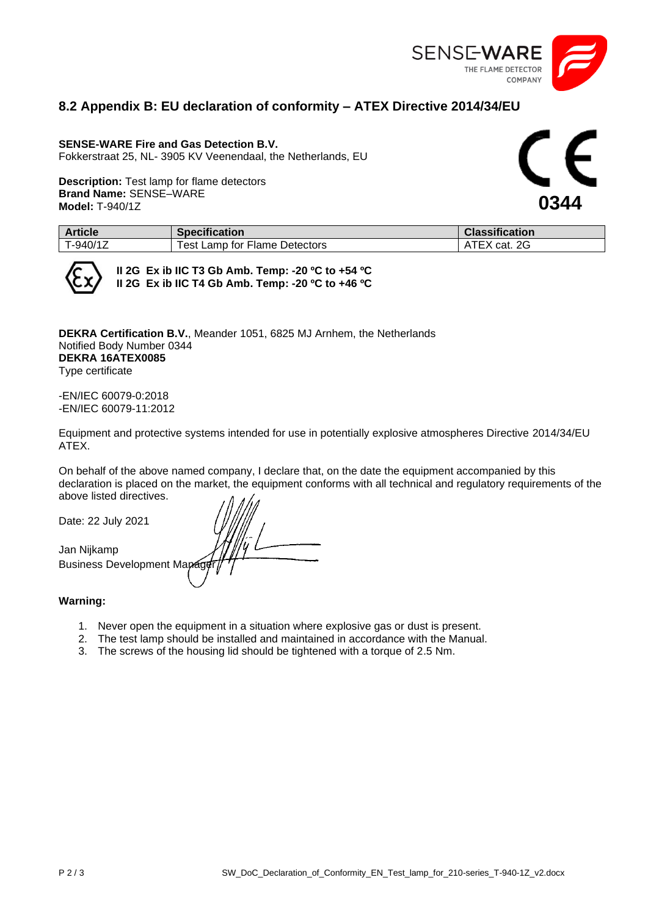## 8.2 Appendix B: EU declaration of conformity – ATEX Directive 2014/34/EU

**SENSE-WARE Fire and Gas Detection B.V.**
Fokkerstraat 25, NL- 3905 KV Veenendaal, the Netherlands, EU

**Description:** Test lamp for flame detectors
**Brand Name:** SENSE–WARE
**Model:** T-940/1Z

CE
**0344**

| Article | Specification | Classification |
|---|---|---|
| T-940/1Z | Test Lamp for Flame Detectors | ATEX cat. 2G |

**II 2G Ex ib IIC T3 Gb Amb. Temp: -20 ºC to +54 ºC**
**II 2G Ex ib IIC T4 Gb Amb. Temp: -20 ºC to +46 ºC**

**DEKRA Certification B.V.**, Meander 1051, 6825 MJ Arnhem, the Netherlands
Notified Body Number 0344
**DEKRA 16ATEX0085**
Type certificate

-EN/IEC 60079-0:2018
-EN/IEC 60079-11:2012

Equipment and protective systems intended for use in potentially explosive atmospheres Directive 2014/34/EU ATEX.

On behalf of the above named company, I declare that, on the date the equipment accompanied by this declaration is placed on the market, the equipment conforms with all technical and regulatory requirements of the above listed directives.

Date: 22 July 2021

Jan Nijkamp
Business Development Manager

**Warning:**

1. Never open the equipment in a situation where explosive gas or dust is present.
2. The test lamp should be installed and maintained in accordance with the Manual.
3. The screws of the housing lid should be tightened with a torque of 2.5 Nm.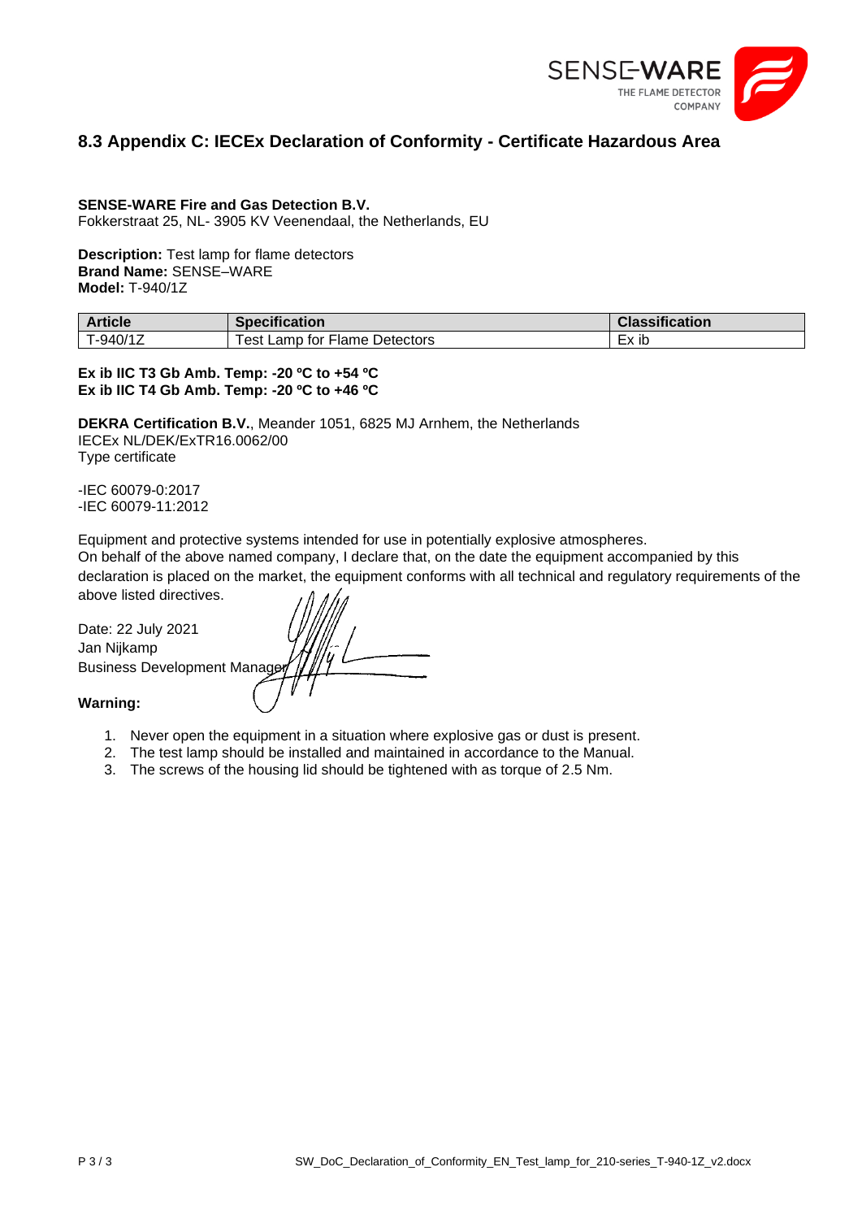## 8.3 Appendix C: IECEx Declaration of Conformity - Certificate Hazardous Area

**SENSE-WARE Fire and Gas Detection B.V.**
Fokkerstraat 25, NL- 3905 KV Veenendaal, the Netherlands, EU

**Description:** Test lamp for flame detectors
**Brand Name:** SENSE–WARE
**Model:** T-940/1Z

| Article | Specification | Classification |
|---|---|---|
| T-940/1Z | Test Lamp for Flame Detectors | Ex ib |

**Ex ib IIC T3 Gb Amb. Temp: -20 ºC to +54 ºC**
**Ex ib IIC T4 Gb Amb. Temp: -20 ºC to +46 ºC**

**DEKRA Certification B.V.**, Meander 1051, 6825 MJ Arnhem, the Netherlands
IECEx NL/DEK/ExTR16.0062/00
Type certificate

-IEC 60079-0:2017
-IEC 60079-11:2012

Equipment and protective systems intended for use in potentially explosive atmospheres.
On behalf of the above named company, I declare that, on the date the equipment accompanied by this declaration is placed on the market, the equipment conforms with all technical and regulatory requirements of the above listed directives.

Date: 22 July 2021
Jan Nijkamp
Business Development Manager

**Warning:**

1. Never open the equipment in a situation where explosive gas or dust is present.
2. The test lamp should be installed and maintained in accordance to the Manual.
3. The screws of the housing lid should be tightened with as torque of 2.5 Nm.